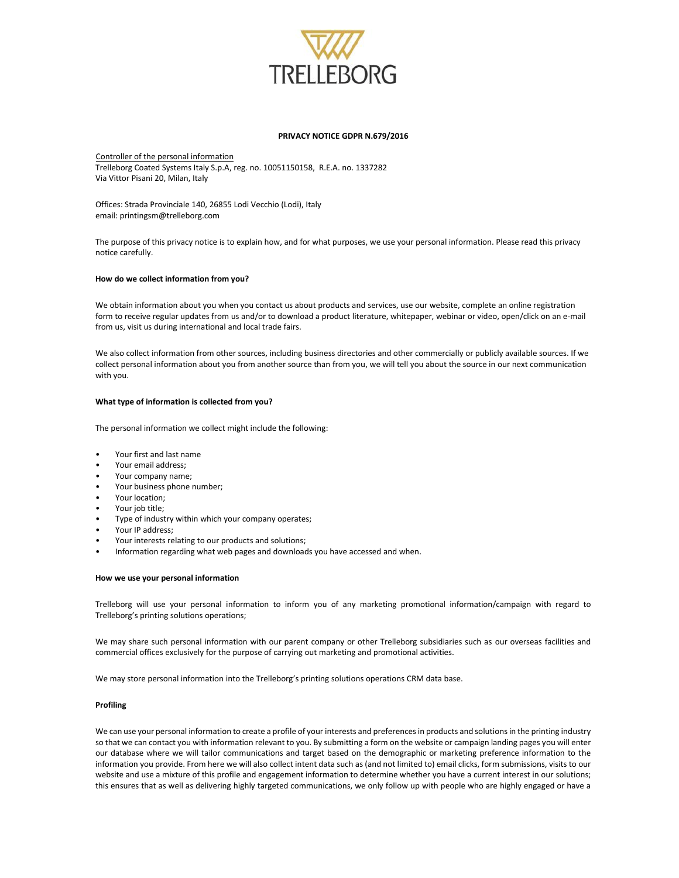# PRIVACY NOTICE GDPR N.679/2016

Controller of the personal information
Trelleborg Coated Systems Italy S.p.A, reg. no. 10051150158, R.E.A. no. 1337282
Via Vittor Pisani 20, Milan, Italy

Offices: Strada Provinciale 140, 26855 Lodi Vecchio (Lodi), Italy
email: printingsm@trelleborg.com

The purpose of this privacy notice is to explain how, and for what purposes, we use your personal information. Please read this privacy notice carefully.

**How do we collect information from you?**

We obtain information about you when you contact us about products and services, use our website, complete an online registration form to receive regular updates from us and/or to download a product literature, whitepaper, webinar or video, open/click on an e-mail from us, visit us during international and local trade fairs.

We also collect information from other sources, including business directories and other commercially or publicly available sources. If we collect personal information about you from another source than from you, we will tell you about the source in our next communication with you.

**What type of information is collected from you?**

The personal information we collect might include the following:

- Your first and last name
- Your email address;
- Your company name;
- Your business phone number;
- Your location;
- Your job title;
- Type of industry within which your company operates;
- Your IP address;
- Your interests relating to our products and solutions;
- Information regarding what web pages and downloads you have accessed and when.

**How we use your personal information**

Trelleborg will use your personal information to inform you of any marketing promotional information/campaign with regard to Trelleborg's printing solutions operations;

We may share such personal information with our parent company or other Trelleborg subsidiaries such as our overseas facilities and commercial offices exclusively for the purpose of carrying out marketing and promotional activities.

We may store personal information into the Trelleborg's printing solutions operations CRM data base.

**Profiling**

We can use your personal information to create a profile of your interests and preferences in products and solutions in the printing industry so that we can contact you with information relevant to you. By submitting a form on the website or campaign landing pages you will enter our database where we will tailor communications and target based on the demographic or marketing preference information to the information you provide. From here we will also collect intent data such as (and not limited to) email clicks, form submissions, visits to our website and use a mixture of this profile and engagement information to determine whether you have a current interest in our solutions; this ensures that as well as delivering highly targeted communications, we only follow up with people who are highly engaged or have a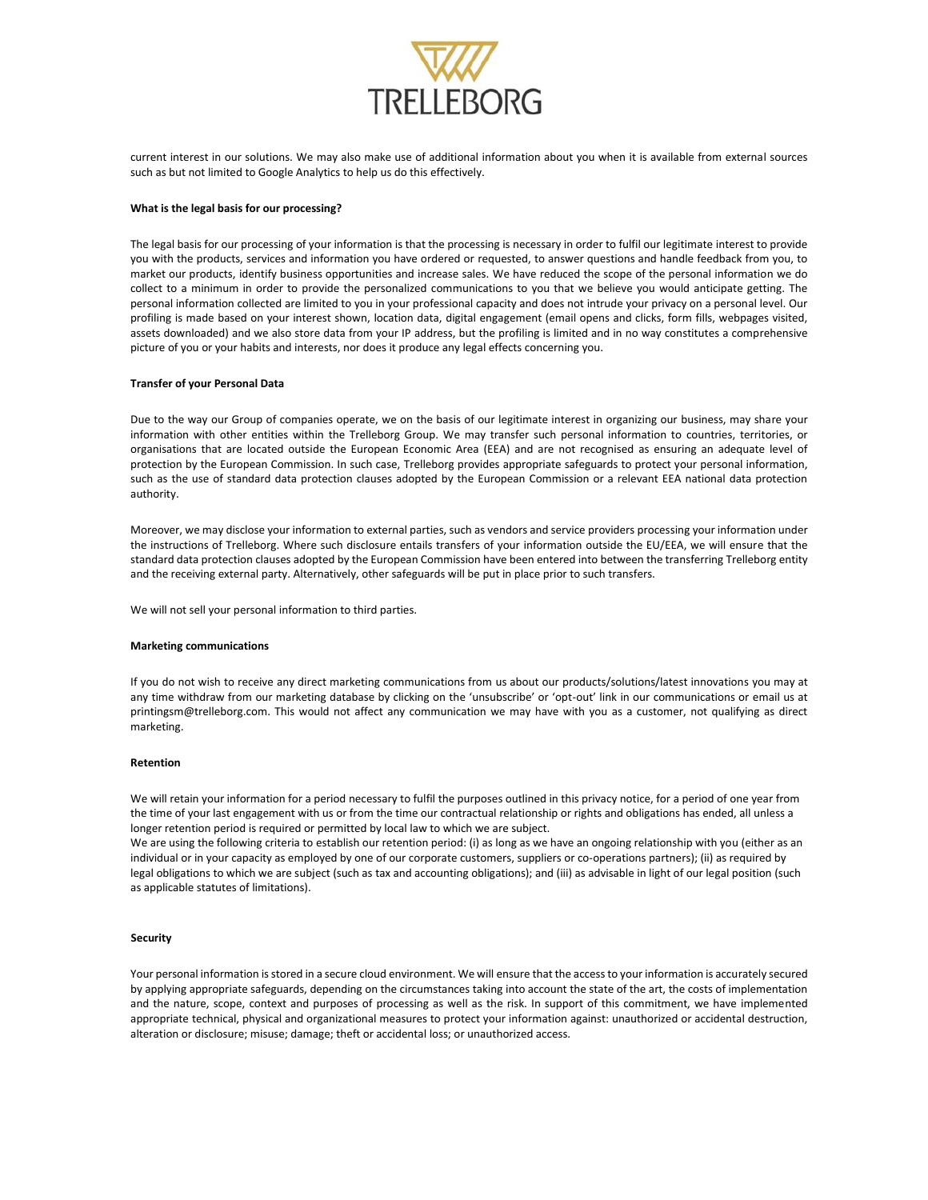current interest in our solutions. We may also make use of additional information about you when it is available from external sources such as but not limited to Google Analytics to help us do this effectively.

**What is the legal basis for our processing?**

The legal basis for our processing of your information is that the processing is necessary in order to fulfil our legitimate interest to provide you with the products, services and information you have ordered or requested, to answer questions and handle feedback from you, to market our products, identify business opportunities and increase sales. We have reduced the scope of the personal information we do collect to a minimum in order to provide the personalized communications to you that we believe you would anticipate getting. The personal information collected are limited to you in your professional capacity and does not intrude your privacy on a personal level. Our profiling is made based on your interest shown, location data, digital engagement (email opens and clicks, form fills, webpages visited, assets downloaded) and we also store data from your IP address, but the profiling is limited and in no way constitutes a comprehensive picture of you or your habits and interests, nor does it produce any legal effects concerning you.

**Transfer of your Personal Data**

Due to the way our Group of companies operate, we on the basis of our legitimate interest in organizing our business, may share your information with other entities within the Trelleborg Group. We may transfer such personal information to countries, territories, or organisations that are located outside the European Economic Area (EEA) and are not recognised as ensuring an adequate level of protection by the European Commission. In such case, Trelleborg provides appropriate safeguards to protect your personal information, such as the use of standard data protection clauses adopted by the European Commission or a relevant EEA national data protection authority.

Moreover, we may disclose your information to external parties, such as vendors and service providers processing your information under the instructions of Trelleborg. Where such disclosure entails transfers of your information outside the EU/EEA, we will ensure that the standard data protection clauses adopted by the European Commission have been entered into between the transferring Trelleborg entity and the receiving external party. Alternatively, other safeguards will be put in place prior to such transfers.

We will not sell your personal information to third parties.

**Marketing communications**

If you do not wish to receive any direct marketing communications from us about our products/solutions/latest innovations you may at any time withdraw from our marketing database by clicking on the 'unsubscribe' or 'opt-out' link in our communications or email us at printingsm@trelleborg.com. This would not affect any communication we may have with you as a customer, not qualifying as direct marketing.

**Retention**

We will retain your information for a period necessary to fulfil the purposes outlined in this privacy notice, for a period of one year from the time of your last engagement with us or from the time our contractual relationship or rights and obligations has ended, all unless a longer retention period is required or permitted by local law to which we are subject.
We are using the following criteria to establish our retention period: (i) as long as we have an ongoing relationship with you (either as an individual or in your capacity as employed by one of our corporate customers, suppliers or co-operations partners); (ii) as required by legal obligations to which we are subject (such as tax and accounting obligations); and (iii) as advisable in light of our legal position (such as applicable statutes of limitations).

**Security**

Your personal information is stored in a secure cloud environment. We will ensure that the access to your information is accurately secured by applying appropriate safeguards, depending on the circumstances taking into account the state of the art, the costs of implementation and the nature, scope, context and purposes of processing as well as the risk. In support of this commitment, we have implemented appropriate technical, physical and organizational measures to protect your information against: unauthorized or accidental destruction, alteration or disclosure; misuse; damage; theft or accidental loss; or unauthorized access.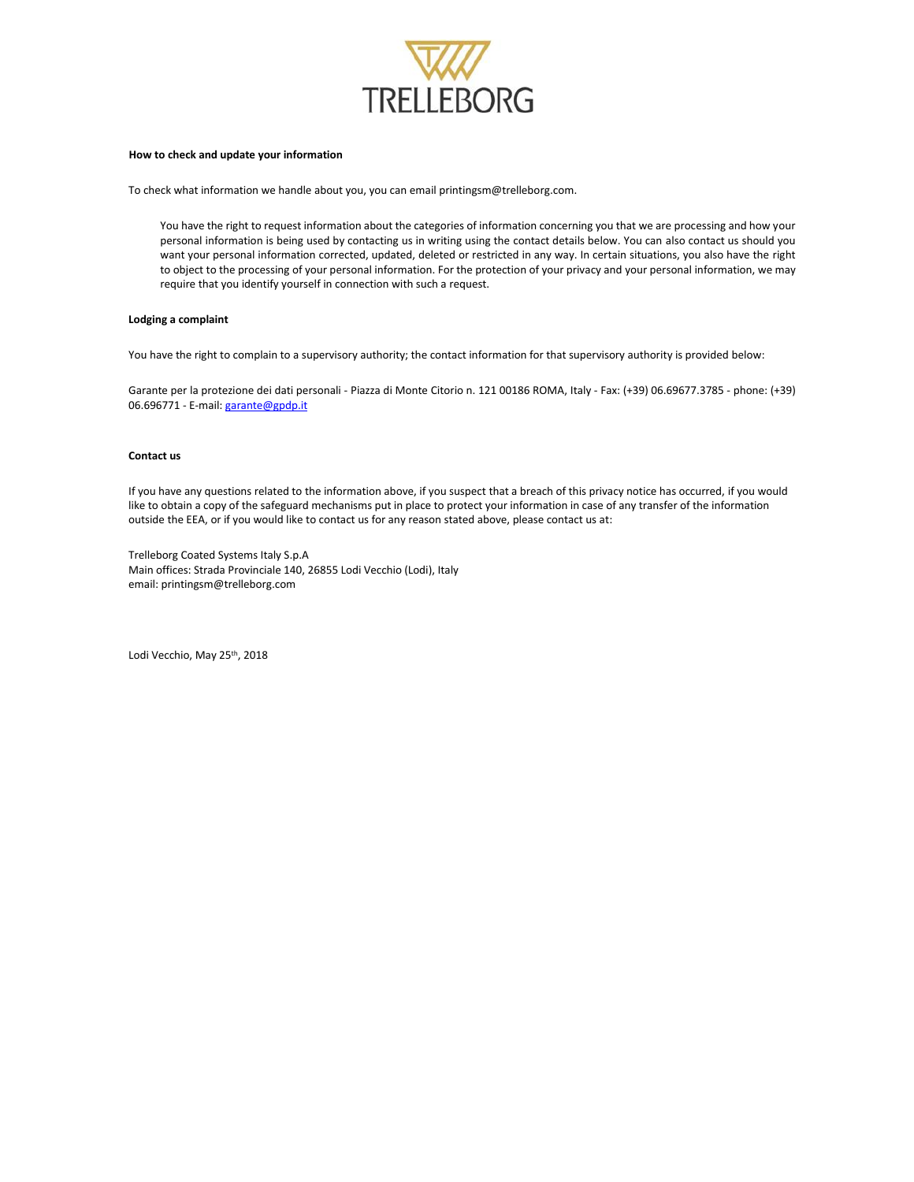TRELLEBORG

**How to check and update your information**

To check what information we handle about you, you can email printingsm@trelleborg.com.

> You have the right to request information about the categories of information concerning you that we are processing and how your personal information is being used by contacting us in writing using the contact details below. You can also contact us should you want your personal information corrected, updated, deleted or restricted in any way. In certain situations, you also have the right to object to the processing of your personal information. For the protection of your privacy and your personal information, we may require that you identify yourself in connection with such a request.

**Lodging a complaint**

You have the right to complain to a supervisory authority; the contact information for that supervisory authority is provided below:

Garante per la protezione dei dati personali - Piazza di Monte Citorio n. 121 00186 ROMA, Italy - Fax: (+39) 06.69677.3785 - phone: (+39) 06.696771 - E-mail: garante@gpdp.it

**Contact us**

If you have any questions related to the information above, if you suspect that a breach of this privacy notice has occurred, if you would like to obtain a copy of the safeguard mechanisms put in place to protect your information in case of any transfer of the information outside the EEA, or if you would like to contact us for any reason stated above, please contact us at:

Trelleborg Coated Systems Italy S.p.A
Main offices: Strada Provinciale 140, 26855 Lodi Vecchio (Lodi), Italy
email: printingsm@trelleborg.com

Lodi Vecchio, May 25th, 2018